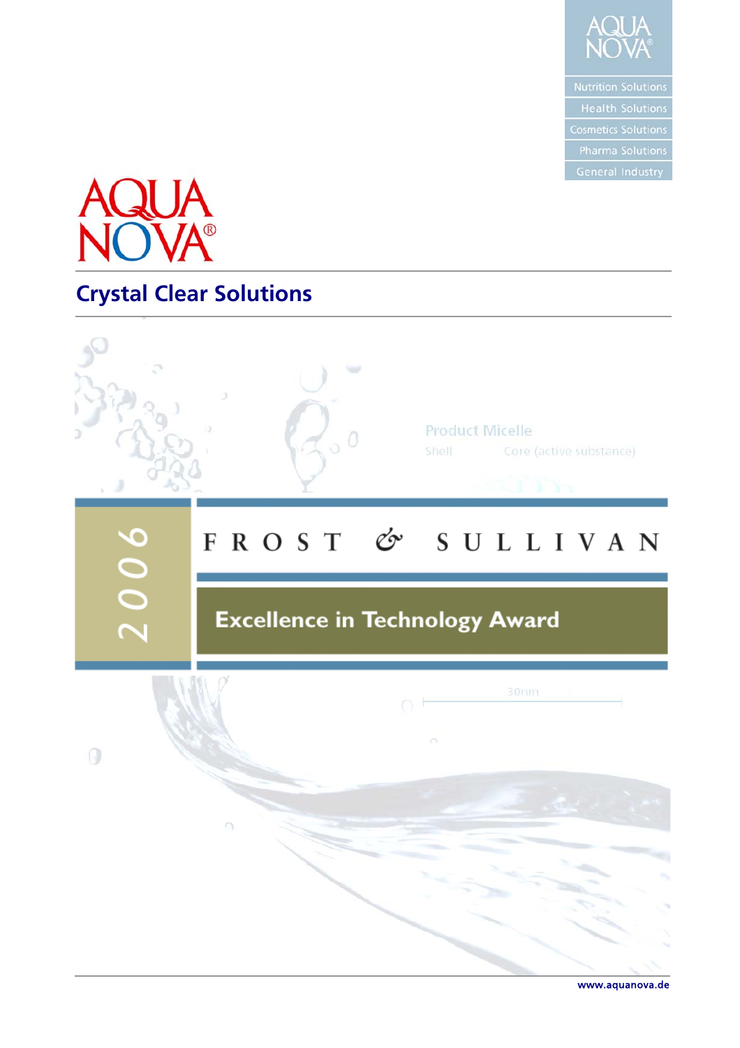AQUA NOVA®

Nutrition Solutions

Health Solutions

Cosmetics Solutions

Pharma Solutions

General Industry

# AQUA NOVA®

## Crystal Clear Solutions

Product Micelle

Shell Core (active substance)

2006

FROST & SULLIVAN

**Excellence in Technology Award**

30nm

www.aquanova.de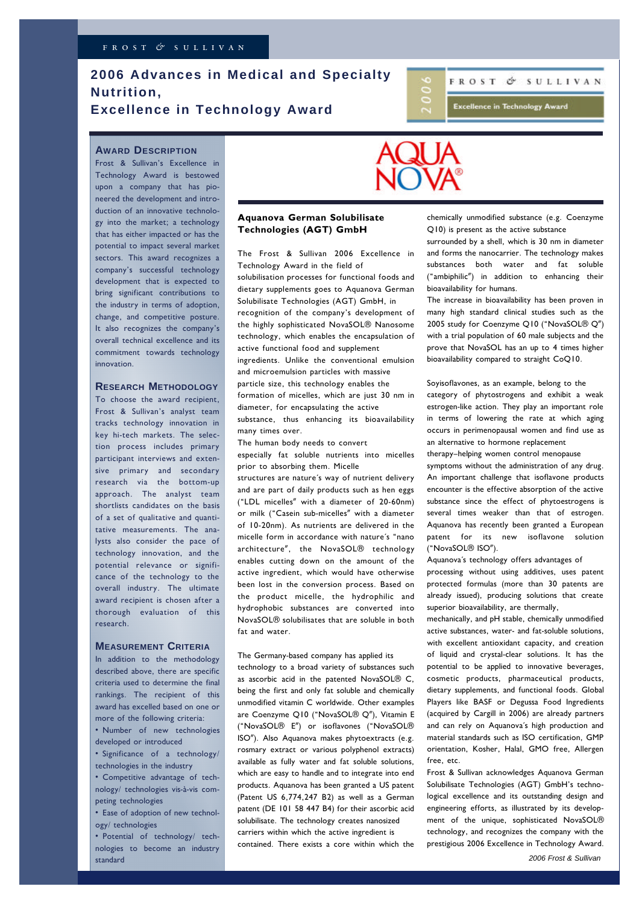# 2006 Advances in Medical and Specialty Nutrition, Excellence in Technology Award

## Award Description

Frost & Sullivan's Excellence in Technology Award is bestowed upon a company that has pioneered the development and introduction of an innovative technology into the market; a technology that has either impacted or has the potential to impact several market sectors. This award recognizes a company's successful technology development that is expected to bring significant contributions to the industry in terms of adoption, change, and competitive posture. It also recognizes the company's overall technical excellence and its commitment towards technology innovation.

## Research Methodology

To choose the award recipient, Frost & Sullivan's analyst team tracks technology innovation in key hi-tech markets. The selection process includes primary participant interviews and extensive primary and secondary research via the bottom-up approach. The analyst team shortlists candidates on the basis of a set of qualitative and quantitative measurements. The analysts also consider the pace of technology innovation, and the potential relevance or significance of the technology to the overall industry. The ultimate award recipient is chosen after a thorough evaluation of this research.

## Measurement Criteria

In addition to the methodology described above, there are specific criteria used to determine the final rankings. The recipient of this award has excelled based on one or more of the following criteria:

- Number of new technologies developed or introduced
- Significance of a technology/ technologies in the industry
- Competitive advantage of technology/ technologies vis-à-vis competing technologies
- Ease of adoption of new technology/ technologies
- Potential of technology/ technologies to become an industry standard

AQUA NOVA®

## Aquanova German Solubilisate Technologies (AGT) GmbH

The Frost & Sullivan 2006 Excellence in Technology Award in the field of solubilisation processes for functional foods and dietary supplements goes to Aquanova German Solubilisate Technologies (AGT) GmbH, in recognition of the company's development of the highly sophisticated NovaSOL® Nanosome technology, which enables the encapsulation of active functional food and supplement ingredients. Unlike the conventional emulsion and microemulsion particles with massive particle size, this technology enables the formation of micelles, which are just 30 nm in diameter, for encapsulating the active substance, thus enhancing its bioavailability many times over.

The human body needs to convert especially fat soluble nutrients into micelles prior to absorbing them. Micelle structures are nature´s way of nutrient delivery and are part of daily products such as hen eggs ("LDL micelles" with a diameter of 20-60nm) or milk ("Casein sub-micelles" with a diameter of 10-20nm). As nutrients are delivered in the micelle form in accordance with nature´s "nano architecture", the NovaSOL® technology enables cutting down on the amount of the active ingredient, which would have otherwise been lost in the conversion process. Based on the product micelle, the hydrophilic and hydrophobic substances are converted into NovaSOL® solubilisates that are soluble in both fat and water.

The Germany-based company has applied its technology to a broad variety of substances such as ascorbic acid in the patented NovaSOL® C, being the first and only fat soluble and chemically unmodified vitamin C worldwide. Other examples are Coenzyme Q10 ("NovaSOL® Q"), Vitamin E ("NovaSOL® E") or isoflavones ("NovaSOL® ISO"). Also Aquanova makes phytoextracts (e.g. rosmary extract or various polyphenol extracts) available as fully water and fat soluble solutions, which are easy to handle and to integrate into end products. Aquanova has been granted a US patent (Patent US 6,774,247 B2) as well as a German patent (DE 101 58 447 B4) for their ascorbic acid solubilisate. The technology creates nanosized carriers within which the active ingredient is contained. There exists a core within which the chemically unmodified substance (e.g. Coenzyme Q10) is present as the active substance surrounded by a shell, which is 30 nm in diameter and forms the nanocarrier. The technology makes substances both water and fat soluble ("ambiphilic") in addition to enhancing their bioavailability for humans.

The increase in bioavailability has been proven in many high standard clinical studies such as the 2005 study for Coenzyme Q10 ("NovaSOL® Q") with a trial population of 60 male subjects and the prove that NovaSOL has an up to 4 times higher bioavailability compared to straight CoQ10.

Soyisoflavones, as an example, belong to the category of phytostrogens and exhibit a weak estrogen-like action. They play an important role in terms of lowering the rate at which aging occurs in perimenopausal women and find use as an alternative to hormone replacement therapy–helping women control menopause symptoms without the administration of any drug. An important challenge that isoflavone products encounter is the effective absorption of the active substance since the effect of phytoestrogens is several times weaker than that of estrogen. Aquanova has recently been granted a European patent for its new isoflavone solution ("NovaSOL® ISO").

Aquanova's technology offers advantages of processing without using additives, uses patent protected formulas (more than 30 patents are already issued), producing solutions that create superior bioavailability, are thermally, mechanically, and pH stable, chemically unmodified active substances, water- and fat-soluble solutions, with excellent antioxidant capacity, and creation of liquid and crystal-clear solutions. It has the potential to be applied to innovative beverages, cosmetic products, pharmaceutical products, dietary supplements, and functional foods. Global Players like BASF or Degussa Food Ingredients (acquired by Cargill in 2006) are already partners and can rely on Aquanova´s high production and material standards such as ISO certification, GMP orientation, Kosher, Halal, GMO free, Allergen free, etc.

Frost & Sullivan acknowledges Aquanova German Solubilisate Technologies (AGT) GmbH's technological excellence and its outstanding design and engineering efforts, as illustrated by its development of the unique, sophisticated NovaSOL® technology, and recognizes the company with the prestigious 2006 Excellence in Technology Award.

*2006 Frost & Sullivan*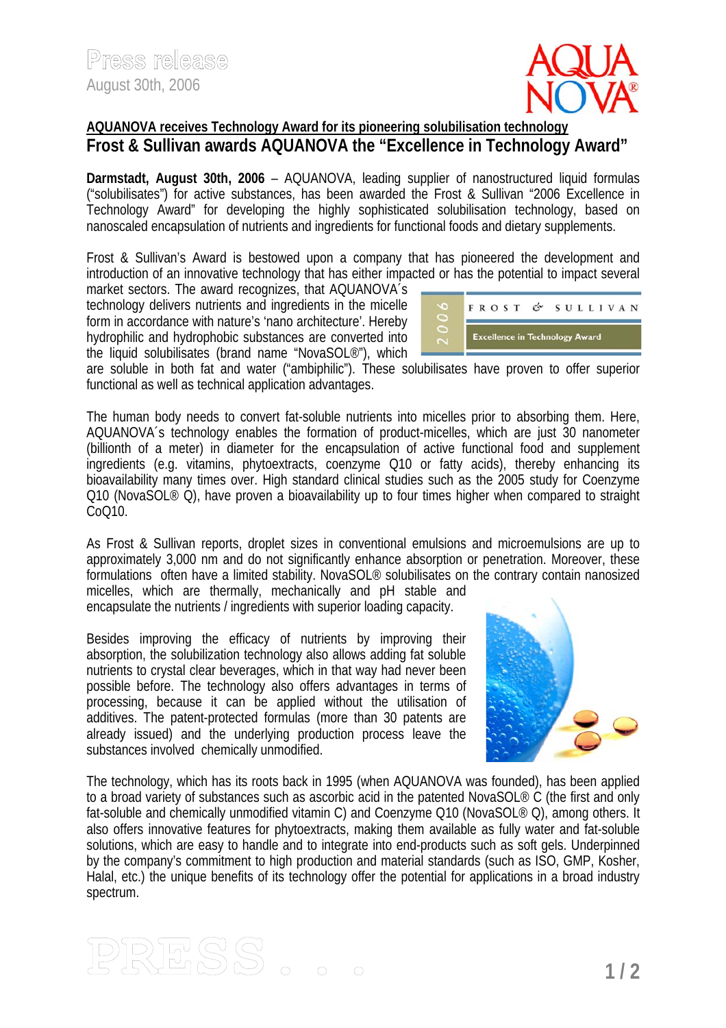# Press release

August 30th, 2006

**AQUANOVA receives Technology Award for its pioneering solubilisation technology**

## Frost & Sullivan awards AQUANOVA the "Excellence in Technology Award"

**Darmstadt, August 30th, 2006** – AQUANOVA, leading supplier of nanostructured liquid formulas ("solubilisates") for active substances, has been awarded the Frost & Sullivan "2006 Excellence in Technology Award" for developing the highly sophisticated solubilisation technology, based on nanoscaled encapsulation of nutrients and ingredients for functional foods and dietary supplements.

Frost & Sullivan's Award is bestowed upon a company that has pioneered the development and introduction of an innovative technology that has either impacted or has the potential to impact several market sectors. The award recognizes, that AQUANOVA´s technology delivers nutrients and ingredients in the micelle form in accordance with nature's 'nano architecture'. Hereby hydrophilic and hydrophobic substances are converted into the liquid solubilisates (brand name "NovaSOL®"), which are soluble in both fat and water ("ambiphilic"). These solubilisates have proven to offer superior functional as well as technical application advantages.

The human body needs to convert fat-soluble nutrients into micelles prior to absorbing them. Here, AQUANOVA´s technology enables the formation of product-micelles, which are just 30 nanometer (billionth of a meter) in diameter for the encapsulation of active functional food and supplement ingredients (e.g. vitamins, phytoextracts, coenzyme Q10 or fatty acids), thereby enhancing its bioavailability many times over. High standard clinical studies such as the 2005 study for Coenzyme Q10 (NovaSOL® Q), have proven a bioavailability up to four times higher when compared to straight CoQ10.

As Frost & Sullivan reports, droplet sizes in conventional emulsions and microemulsions are up to approximately 3,000 nm and do not significantly enhance absorption or penetration. Moreover, these formulations often have a limited stability. NovaSOL® solubilisates on the contrary contain nanosized micelles, which are thermally, mechanically and pH stable and encapsulate the nutrients / ingredients with superior loading capacity.

Besides improving the efficacy of nutrients by improving their absorption, the solubilization technology also allows adding fat soluble nutrients to crystal clear beverages, which in that way had never been possible before. The technology also offers advantages in terms of processing, because it can be applied without the utilisation of additives. The patent-protected formulas (more than 30 patents are already issued) and the underlying production process leave the substances involved chemically unmodified.

The technology, which has its roots back in 1995 (when AQUANOVA was founded), has been applied to a broad variety of substances such as ascorbic acid in the patented NovaSOL® C (the first and only fat-soluble and chemically unmodified vitamin C) and Coenzyme Q10 (NovaSOL® Q), among others. It also offers innovative features for phytoextracts, making them available as fully water and fat-soluble solutions, which are easy to handle and to integrate into end-products such as soft gels. Underpinned by the company's commitment to high production and material standards (such as ISO, GMP, Kosher, Halal, etc.) the unique benefits of its technology offer the potential for applications in a broad industry spectrum.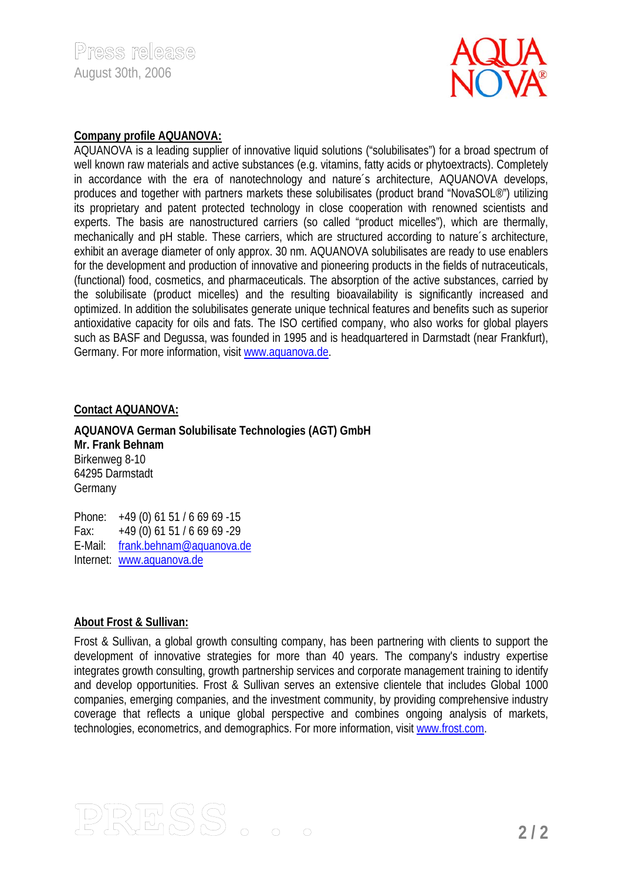## Company profile AQUANOVA:

AQUANOVA is a leading supplier of innovative liquid solutions ("solubilisates") for a broad spectrum of well known raw materials and active substances (e.g. vitamins, fatty acids or phytoextracts). Completely in accordance with the era of nanotechnology and nature´s architecture, AQUANOVA develops, produces and together with partners markets these solubilisates (product brand "NovaSOL®") utilizing its proprietary and patent protected technology in close cooperation with renowned scientists and experts. The basis are nanostructured carriers (so called "product micelles"), which are thermally, mechanically and pH stable. These carriers, which are structured according to nature´s architecture, exhibit an average diameter of only approx. 30 nm. AQUANOVA solubilisates are ready to use enablers for the development and production of innovative and pioneering products in the fields of nutraceuticals, (functional) food, cosmetics, and pharmaceuticals. The absorption of the active substances, carried by the solubilisate (product micelles) and the resulting bioavailability is significantly increased and optimized. In addition the solubilisates generate unique technical features and benefits such as superior antioxidative capacity for oils and fats. The ISO certified company, who also works for global players such as BASF and Degussa, was founded in 1995 and is headquartered in Darmstadt (near Frankfurt), Germany. For more information, visit www.aquanova.de.

## Contact AQUANOVA:

**AQUANOVA German Solubilisate Technologies (AGT) GmbH**
**Mr. Frank Behnam**
Birkenweg 8-10
64295 Darmstadt
Germany

Phone: +49 (0) 61 51 / 6 69 69 -15
Fax: +49 (0) 61 51 / 6 69 69 -29
E-Mail: frank.behnam@aquanova.de
Internet: www.aquanova.de

## About Frost & Sullivan:

Frost & Sullivan, a global growth consulting company, has been partnering with clients to support the development of innovative strategies for more than 40 years. The company's industry expertise integrates growth consulting, growth partnership services and corporate management training to identify and develop opportunities. Frost & Sullivan serves an extensive clientele that includes Global 1000 companies, emerging companies, and the investment community, by providing comprehensive industry coverage that reflects a unique global perspective and combines ongoing analysis of markets, technologies, econometrics, and demographics. For more information, visit www.frost.com.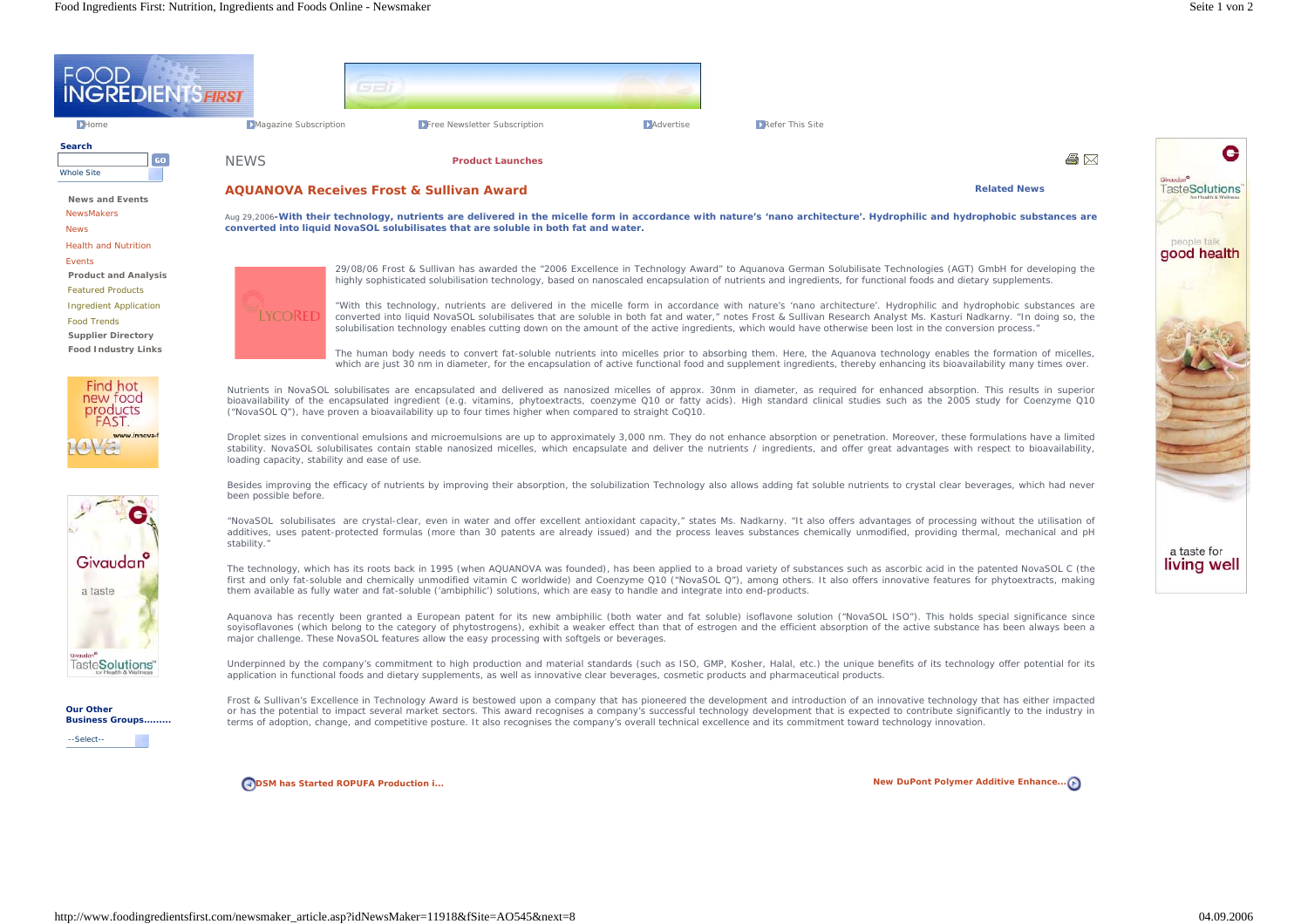Home | Magazine Subscription | Free Newsletter Subscription | Advertise | Refer This Site

**Search**

GO

Whole Site

**News and Events**

NewsMakers

News

Health and Nutrition

Events

**Product and Analysis**

Featured Products

Ingredient Application

Food Trends

**Supplier Directory**

**Food Industry Links**

**Our Other Business Groups.........**

--Select--

NEWS

**Product Launches**

## AQUANOVA Receives Frost & Sullivan Award

**Related News**

Aug 29,2006-**With their technology, nutrients are delivered in the micelle form in accordance with nature's 'nano architecture'. Hydrophilic and hydrophobic substances are converted into liquid NovaSOL solubilisates that are soluble in both fat and water.**

29/08/06 Frost & Sullivan has awarded the "2006 Excellence in Technology Award" to Aquanova German Solubilisate Technologies (AGT) GmbH for developing the highly sophisticated solubilisation technology, based on nanoscaled encapsulation of nutrients and ingredients, for functional foods and dietary supplements.

"With this technology, nutrients are delivered in the micelle form in accordance with nature's 'nano architecture'. Hydrophilic and hydrophobic substances are converted into liquid NovaSOL solubilisates that are soluble in both fat and water," notes Frost & Sullivan Research Analyst Ms. Kasturi Nadkarny. "In doing so, the solubilisation technology enables cutting down on the amount of the active ingredients, which would have otherwise been lost in the conversion process."

The human body needs to convert fat-soluble nutrients into micelles prior to absorbing them. Here, the Aquanova technology enables the formation of micelles, which are just 30 nm in diameter, for the encapsulation of active functional food and supplement ingredients, thereby enhancing its bioavailability many times over.

Nutrients in NovaSOL solubilisates are encapsulated and delivered as nanosized micelles of approx. 30nm in diameter, as required for enhanced absorption. This results in superior bioavailability of the encapsulated ingredient (e.g. vitamins, phytoextracts, coenzyme Q10 or fatty acids). High standard clinical studies such as the 2005 study for Coenzyme Q10 ("NovaSOL Q"), have proven a bioavailability up to four times higher when compared to straight CoQ10.

Droplet sizes in conventional emulsions and microemulsions are up to approximately 3,000 nm. They do not enhance absorption or penetration. Moreover, these formulations have a limited stability. NovaSOL solubilisates contain stable nanosized micelles, which encapsulate and deliver the nutrients / ingredients, and offer great advantages with respect to bioavailability, loading capacity, stability and ease of use.

Besides improving the efficacy of nutrients by improving their absorption, the solubilization Technology also allows adding fat soluble nutrients to crystal clear beverages, which had never been possible before.

"NovaSOL solubilisates are crystal-clear, even in water and offer excellent antioxidant capacity," states Ms. Nadkarny. "It also offers advantages of processing without the utilisation of additives, uses patent-protected formulas (more than 30 patents are already issued) and the process leaves substances chemically unmodified, providing thermal, mechanical and pH stability."

The technology, which has its roots back in 1995 (when AQUANOVA was founded), has been applied to a broad variety of substances such as ascorbic acid in the patented NovaSOL C (the first and only fat-soluble and chemically unmodified vitamin C worldwide) and Coenzyme Q10 ("NovaSOL Q"), among others. It also offers innovative features for phytoextracts, making them available as fully water and fat-soluble ('ambiphilic') solutions, which are easy to handle and integrate into end-products.

Aquanova has recently been granted a European patent for its new ambiphilic (both water and fat soluble) isoflavone solution ("NovaSOL ISO"). This holds special significance since soyisoflavones (which belong to the category of phytostrogens), exhibit a weaker effect than that of estrogen and the efficient absorption of the active substance has been always been a major challenge. These NovaSOL features allow the easy processing with softgels or beverages.

Underpinned by the company's commitment to high production and material standards (such as ISO, GMP, Kosher, Halal, etc.) the unique benefits of its technology offer potential for its application in functional foods and dietary supplements, as well as innovative clear beverages, cosmetic products and pharmaceutical products.

Frost & Sullivan's Excellence in Technology Award is bestowed upon a company that has pioneered the development and introduction of an innovative technology that has either impacted or has the potential to impact several market sectors. This award recognises a company's successful technology development that is expected to contribute significantly to the industry in terms of adoption, change, and competitive posture. It also recognises the company's overall technical excellence and its commitment toward technology innovation.

**DSM has Started ROPUFA Production i...** | **New DuPont Polymer Additive Enhance...**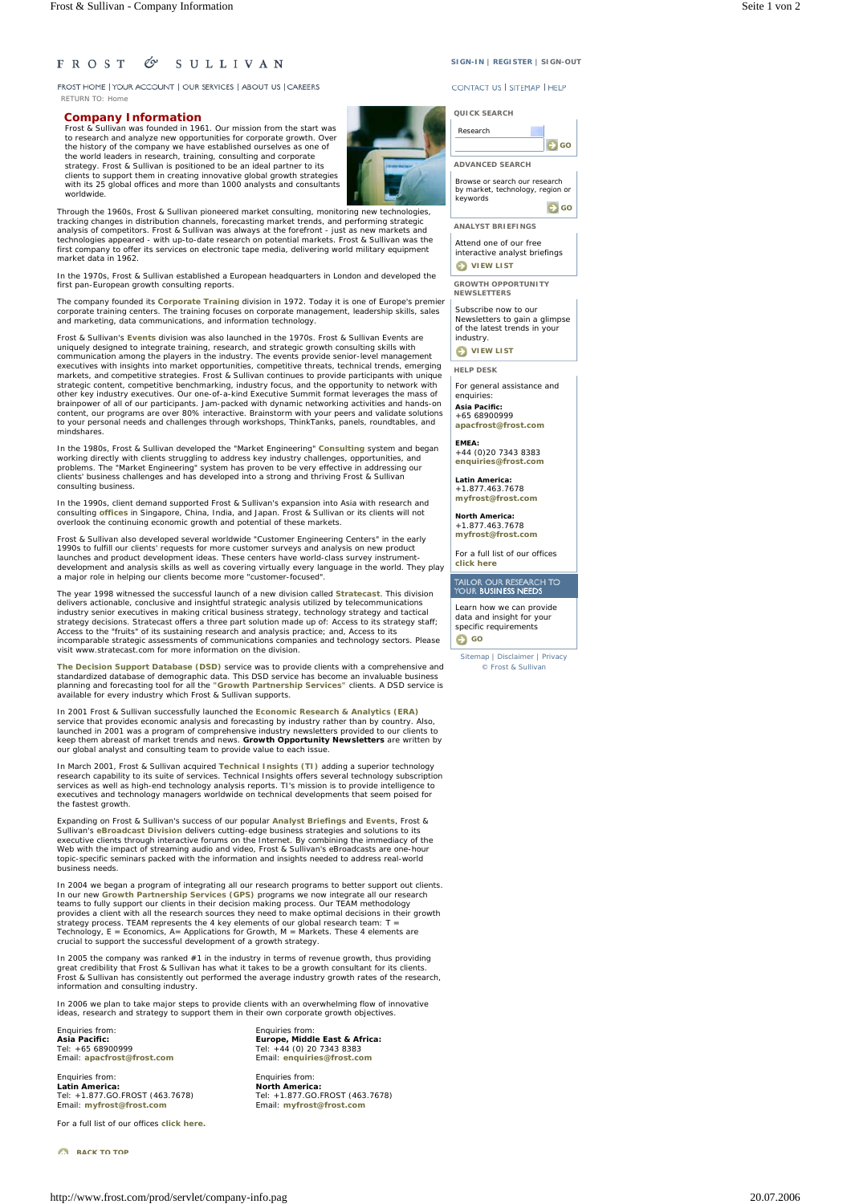FROST & SULLIVAN

FROST HOME | YOUR ACCOUNT | OUR SERVICES | ABOUT US | CAREERS

RETURN TO: Home

# Company Information

Frost & Sullivan was founded in 1961. Our mission from the start was to research and analyze new opportunities for corporate growth. Over the history of the company we have established ourselves as one of the world leaders in research, training, consulting and corporate strategy. Frost & Sullivan is positioned to be an ideal partner to its clients to support them in creating innovative global growth strategies with its 25 global offices and more than 1000 analysts and consultants worldwide.

Through the 1960s, Frost & Sullivan pioneered market consulting, monitoring new technologies, tracking changes in distribution channels, forecasting market trends, and performing strategic analysis of competitors. Frost & Sullivan was always at the forefront - just as new markets and technologies appeared - with up-to-date research on potential markets. Frost & Sullivan was the first company to offer its services on electronic tape media, delivering world military equipment market data in 1962.

In the 1970s, Frost & Sullivan established a European headquarters in London and developed the first pan-European growth consulting reports.

The company founded its **Corporate Training** division in 1972. Today it is one of Europe's premier corporate training centers. The training focuses on corporate management, leadership skills, sales and marketing, data communications, and information technology.

Frost & Sullivan's **Events** division was also launched in the 1970s. Frost & Sullivan Events are uniquely designed to integrate training, research, and strategic growth consulting skills with communication among the players in the industry. The events provide senior-level management executives with insights into market opportunities, competitive threats, technical trends, emerging markets, and competitive strategies. Frost & Sullivan continues to provide participants with unique strategic content, competitive benchmarking, industry focus, and the opportunity to network with other key industry executives. Our one-of-a-kind Executive Summit format leverages the mass of brainpower of all of our participants. Jam-packed with dynamic networking activities and hands-on content, our programs are over 80% interactive. Brainstorm with your peers and validate solutions to your personal needs and challenges through workshops, ThinkTanks, panels, roundtables, and mindshares.

In the 1980s, Frost & Sullivan developed the "Market Engineering" **Consulting** system and began working directly with clients struggling to address key industry challenges, opportunities, and problems. The "Market Engineering" system has proven to be very effective in addressing our clients' business challenges and has developed into a strong and thriving Frost & Sullivan consulting business.

In the 1990s, client demand supported Frost & Sullivan's expansion into Asia with research and consulting **offices** in Singapore, China, India, and Japan. Frost & Sullivan or its clients will not overlook the continuing economic growth and potential of these markets.

Frost & Sullivan also developed several worldwide "Customer Engineering Centers" in the early 1990s to fulfill our clients' requests for more customer surveys and analysis on new product launches and product development ideas. These centers have world-class survey instrument-development and analysis skills as well as covering virtually every language in the world. They play a major role in helping our clients become more "customer-focused".

The year 1998 witnessed the successful launch of a new division called **Stratecast**. This division delivers actionable, conclusive and insightful strategic analysis utilized by telecommunications industry senior executives in making critical business strategy, technology strategy and tactical strategy decisions. Stratecast offers a three part solution made up of: Access to its strategy staff; Access to the "fruits" of its sustaining research and analysis practice; and, Access to its incomparable strategic assessments of communications companies and technology sectors. Please visit www.stratecast.com for more information on the division.

**The Decision Support Database (DSD)** service was to provide clients with a comprehensive and standardized database of demographic data. This DSD service has become an invaluable business planning and forecasting tool for all the **"Growth Partnership Services"** clients. A DSD service is available for every industry which Frost & Sullivan supports.

In 2001 Frost & Sullivan successfully launched the **Economic Research & Analytics (ERA)** service that provides economic analysis and forecasting by industry rather than by country. Also, launched in 2001 was a program of comprehensive industry newsletters provided to our clients to keep them abreast of market trends and news. **Growth Opportunity Newsletters** are written by our global analyst and consulting team to provide value to each issue.

In March 2001, Frost & Sullivan acquired **Technical Insights (TI)** adding a superior technology research capability to its suite of services. Technical Insights offers several technology subscription services as well as high-end technology analysis reports. TI's mission is to provide intelligence to executives and technology managers worldwide on technical developments that seem poised for the fastest growth.

Expanding on Frost & Sullivan's success of our popular **Analyst Briefings** and **Events**, Frost & Sullivan's **eBroadcast Division** delivers cutting-edge business strategies and solutions to its executive clients through interactive forums on the Internet. By combining the immediacy of the Web with the impact of streaming audio and video, Frost & Sullivan's eBroadcasts are one-hour topic-specific seminars packed with the information and insights needed to address real-world business needs.

In 2004 we began a program of integrating all our research programs to better support out clients. In our new **Growth Partnership Services (GPS)** programs we now integrate all our research teams to fully support our clients in their decision making process. Our TEAM methodology provides a client with all the research sources they need to make optimal decisions in their growth strategy process. TEAM represents the 4 key elements of our global research team: T = Technology, E = Economics, A= Applications for Growth, M = Markets. These 4 elements are crucial to support the successful development of a growth strategy.

In 2005 the company was ranked #1 in the industry in terms of revenue growth, thus providing great credibility that Frost & Sullivan has what it takes to be a growth consultant for its clients. Frost & Sullivan has consistently out performed the average industry growth rates of the research, information and consulting industry.

In 2006 we plan to take major steps to provide clients with an overwhelming flow of innovative ideas, research and strategy to support them in their own corporate growth objectives.

Enquiries from:
**Asia Pacific:**
Tel: +65 68900999
Email: **apacfrost@frost.com**

Enquiries from:
**Europe, Middle East & Africa:**
Tel: +44 (0) 20 7343 8383
Email: **enquiries@frost.com**

Enquiries from:
**Latin America:**
Tel: +1.877.GO.FROST (463.7678)
Email: **myfrost@frost.com**

Enquiries from:
**North America:**
Tel: +1.877.GO.FROST (463.7678)
Email: **myfrost@frost.com**

For a full list of our offices **click here.**

**BACK TO TOP**

SIGN-IN | REGISTER | SIGN-OUT

CONTACT US | SITEMAP | HELP

**QUICK SEARCH**

Research

GO

**ADVANCED SEARCH**

Browse or search our research by market, technology, region or keywords

GO

**ANALYST BRIEFINGS**

Attend one of our free interactive analyst briefings

**VIEW LIST**

**GROWTH OPPORTUNITY NEWSLETTERS**

Subscribe now to our Newsletters to gain a glimpse of the latest trends in your industry.

**VIEW LIST**

**HELP DESK**

For general assistance and enquiries:

**Asia Pacific:**
+65 68900999
**apacfrost@frost.com**

**EMEA:**
+44 (0)20 7343 8383
**enquiries@frost.com**

**Latin America:**
+1.877.463.7678
**myfrost@frost.com**

**North America:**
+1.877.463.7678
**myfrost@frost.com**

For a full list of our offices **click here**

TAILOR OUR RESEARCH TO YOUR BUSINESS NEEDS

Learn how we can provide data and insight for your specific requirements

**GO**

Sitemap | Disclaimer | Privacy
© Frost & Sullivan